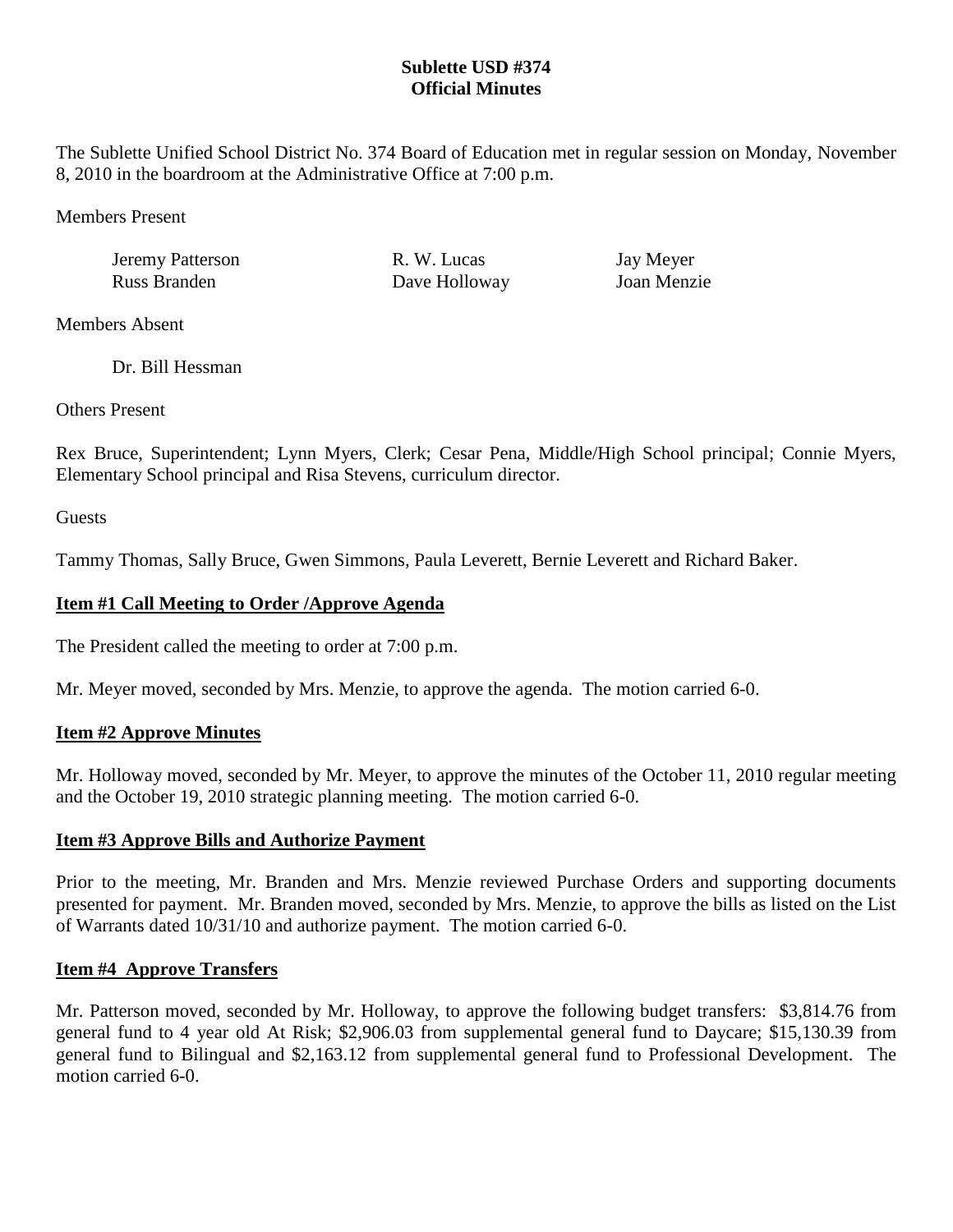# Sublette USD #374
## Official Minutes

The Sublette Unified School District No. 374 Board of Education met in regular session on Monday, November 8, 2010 in the boardroom at the Administrative Office at 7:00 p.m.

Members Present

| | | |
|---|---|---|
| Jeremy Patterson | R. W. Lucas | Jay Meyer |
| Russ Branden | Dave Holloway | Joan Menzie |

Members Absent

Dr. Bill Hessman

Others Present

Rex Bruce, Superintendent; Lynn Myers, Clerk; Cesar Pena, Middle/High School principal; Connie Myers, Elementary School principal and Risa Stevens, curriculum director.

Guests

Tammy Thomas, Sally Bruce, Gwen Simmons, Paula Leverett, Bernie Leverett and Richard Baker.

**Item #1 Call Meeting to Order /Approve Agenda**

The President called the meeting to order at 7:00 p.m.

Mr. Meyer moved, seconded by Mrs. Menzie, to approve the agenda. The motion carried 6-0.

**Item #2 Approve Minutes**

Mr. Holloway moved, seconded by Mr. Meyer, to approve the minutes of the October 11, 2010 regular meeting and the October 19, 2010 strategic planning meeting. The motion carried 6-0.

**Item #3 Approve Bills and Authorize Payment**

Prior to the meeting, Mr. Branden and Mrs. Menzie reviewed Purchase Orders and supporting documents presented for payment. Mr. Branden moved, seconded by Mrs. Menzie, to approve the bills as listed on the List of Warrants dated 10/31/10 and authorize payment. The motion carried 6-0.

**Item #4 Approve Transfers**

Mr. Patterson moved, seconded by Mr. Holloway, to approve the following budget transfers: $3,814.76 from general fund to 4 year old At Risk; $2,906.03 from supplemental general fund to Daycare; $15,130.39 from general fund to Bilingual and $2,163.12 from supplemental general fund to Professional Development. The motion carried 6-0.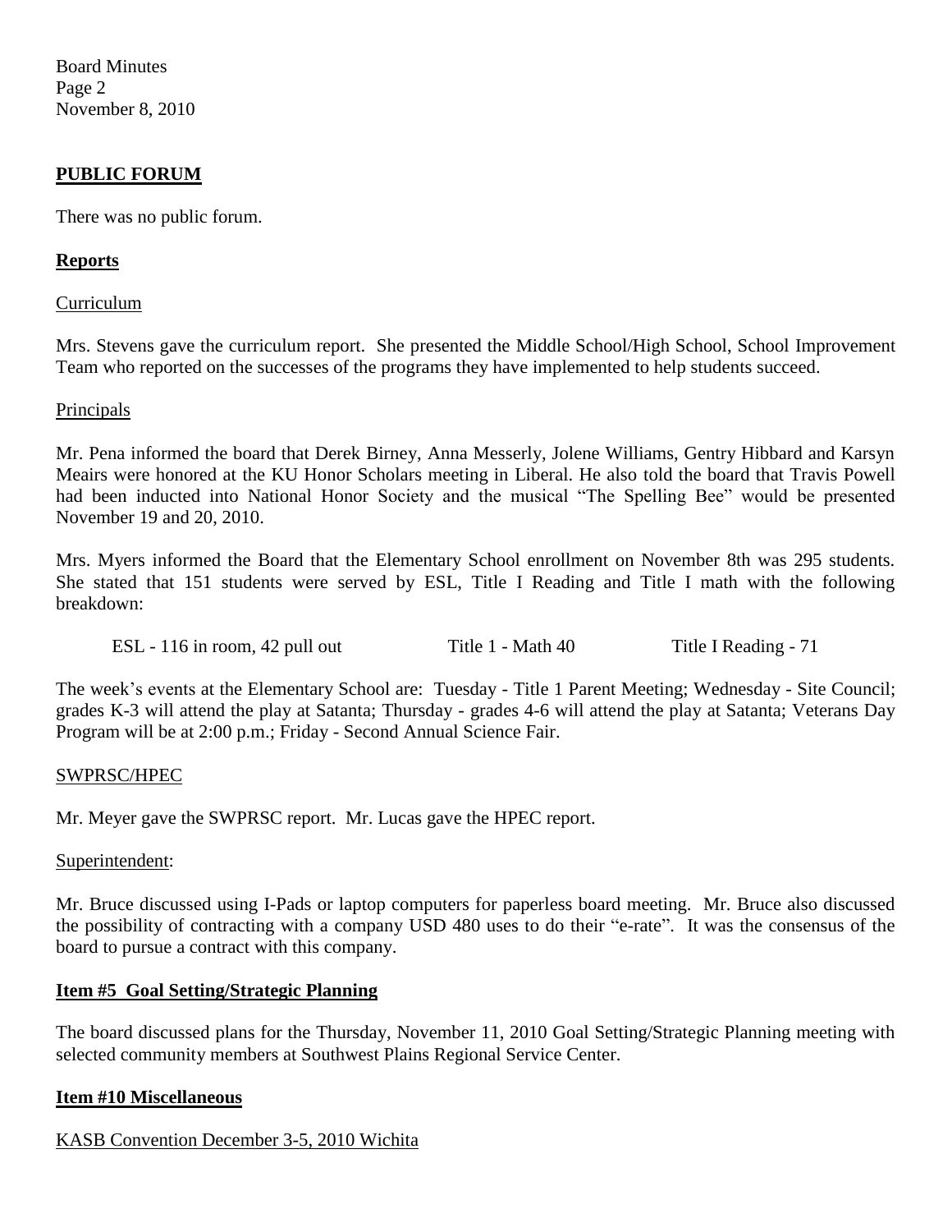## **PUBLIC FORUM**

There was no public forum.

## **Reports**

Curriculum

Mrs. Stevens gave the curriculum report. She presented the Middle School/High School, School Improvement Team who reported on the successes of the programs they have implemented to help students succeed.

Principals

Mr. Pena informed the board that Derek Birney, Anna Messerly, Jolene Williams, Gentry Hibbard and Karsyn Meairs were honored at the KU Honor Scholars meeting in Liberal. He also told the board that Travis Powell had been inducted into National Honor Society and the musical "The Spelling Bee" would be presented November 19 and 20, 2010.

Mrs. Myers informed the Board that the Elementary School enrollment on November 8th was 295 students. She stated that 151 students were served by ESL, Title I Reading and Title I math with the following breakdown:

ESL - 116 in room, 42 pull out        Title 1 - Math 40        Title I Reading - 71

The week's events at the Elementary School are: Tuesday - Title 1 Parent Meeting; Wednesday - Site Council; grades K-3 will attend the play at Satanta; Thursday - grades 4-6 will attend the play at Satanta; Veterans Day Program will be at 2:00 p.m.; Friday - Second Annual Science Fair.

SWPRSC/HPEC

Mr. Meyer gave the SWPRSC report. Mr. Lucas gave the HPEC report.

Superintendent:

Mr. Bruce discussed using I-Pads or laptop computers for paperless board meeting. Mr. Bruce also discussed the possibility of contracting with a company USD 480 uses to do their "e-rate". It was the consensus of the board to pursue a contract with this company.

## **Item #5 Goal Setting/Strategic Planning**

The board discussed plans for the Thursday, November 11, 2010 Goal Setting/Strategic Planning meeting with selected community members at Southwest Plains Regional Service Center.

## **Item #10 Miscellaneous**

KASB Convention December 3-5, 2010 Wichita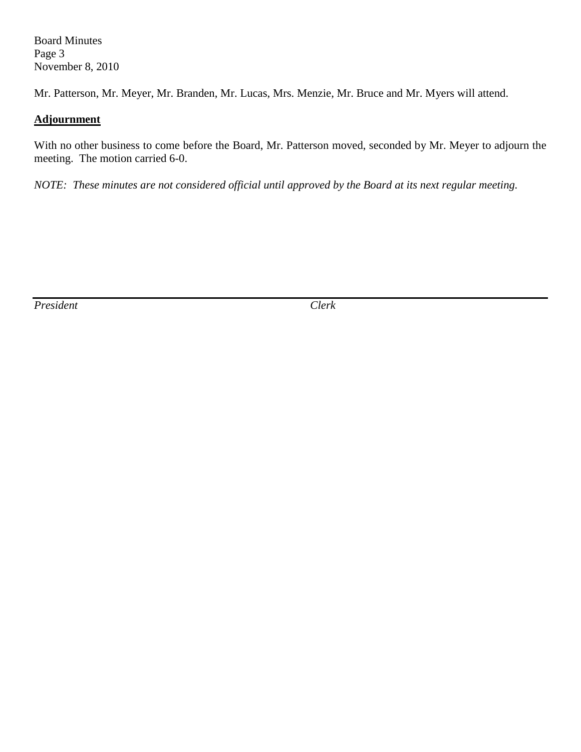Mr. Patterson, Mr. Meyer, Mr. Branden, Mr. Lucas, Mrs. Menzie, Mr. Bruce and Mr. Myers will attend.

**Adjournment**

With no other business to come before the Board, Mr. Patterson moved, seconded by Mr. Meyer to adjourn the meeting. The motion carried 6-0.

*NOTE: These minutes are not considered official until approved by the Board at its next regular meeting.*

*President* *Clerk*